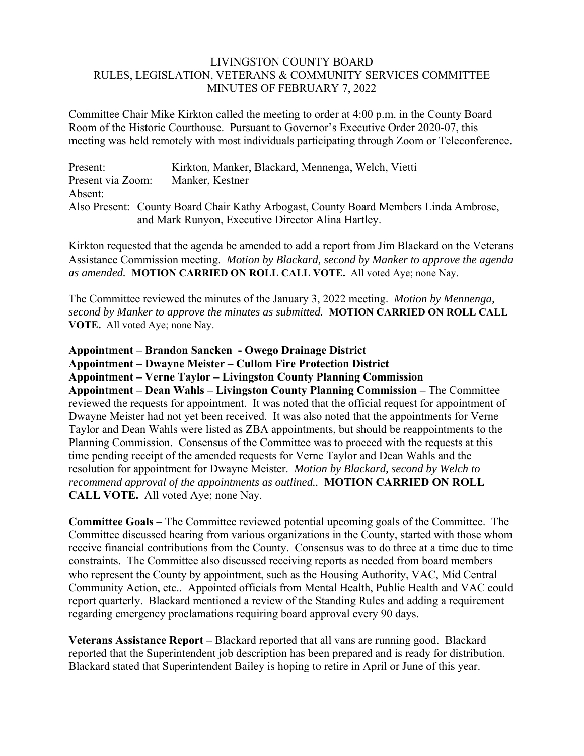# LIVINGSTON COUNTY BOARD
## RULES, LEGISLATION, VETERANS & COMMUNITY SERVICES COMMITTEE
## MINUTES OF FEBRUARY 7, 2022

Committee Chair Mike Kirkton called the meeting to order at 4:00 p.m. in the County Board Room of the Historic Courthouse. Pursuant to Governor's Executive Order 2020-07, this meeting was held remotely with most individuals participating through Zoom or Teleconference.

Present: Kirkton, Manker, Blackard, Mennenga, Welch, Vietti
Present via Zoom: Manker, Kestner
Absent:
Also Present: County Board Chair Kathy Arbogast, County Board Members Linda Ambrose, and Mark Runyon, Executive Director Alina Hartley.

Kirkton requested that the agenda be amended to add a report from Jim Blackard on the Veterans Assistance Commission meeting. *Motion by Blackard, second by Manker to approve the agenda as amended.* **MOTION CARRIED ON ROLL CALL VOTE.** All voted Aye; none Nay.

The Committee reviewed the minutes of the January 3, 2022 meeting. *Motion by Mennenga, second by Manker to approve the minutes as submitted.* **MOTION CARRIED ON ROLL CALL VOTE.** All voted Aye; none Nay.

**Appointment – Brandon Sancken - Owego Drainage District**
**Appointment – Dwayne Meister – Cullom Fire Protection District**
**Appointment – Verne Taylor – Livingston County Planning Commission**
**Appointment – Dean Wahls – Livingston County Planning Commission –** The Committee reviewed the requests for appointment. It was noted that the official request for appointment of Dwayne Meister had not yet been received. It was also noted that the appointments for Verne Taylor and Dean Wahls were listed as ZBA appointments, but should be reappointments to the Planning Commission. Consensus of the Committee was to proceed with the requests at this time pending receipt of the amended requests for Verne Taylor and Dean Wahls and the resolution for appointment for Dwayne Meister. *Motion by Blackard, second by Welch to recommend approval of the appointments as outlined..* **MOTION CARRIED ON ROLL CALL VOTE.** All voted Aye; none Nay.

**Committee Goals –** The Committee reviewed potential upcoming goals of the Committee. The Committee discussed hearing from various organizations in the County, started with those whom receive financial contributions from the County. Consensus was to do three at a time due to time constraints. The Committee also discussed receiving reports as needed from board members who represent the County by appointment, such as the Housing Authority, VAC, Mid Central Community Action, etc.. Appointed officials from Mental Health, Public Health and VAC could report quarterly. Blackard mentioned a review of the Standing Rules and adding a requirement regarding emergency proclamations requiring board approval every 90 days.

**Veterans Assistance Report –** Blackard reported that all vans are running good. Blackard reported that the Superintendent job description has been prepared and is ready for distribution. Blackard stated that Superintendent Bailey is hoping to retire in April or June of this year.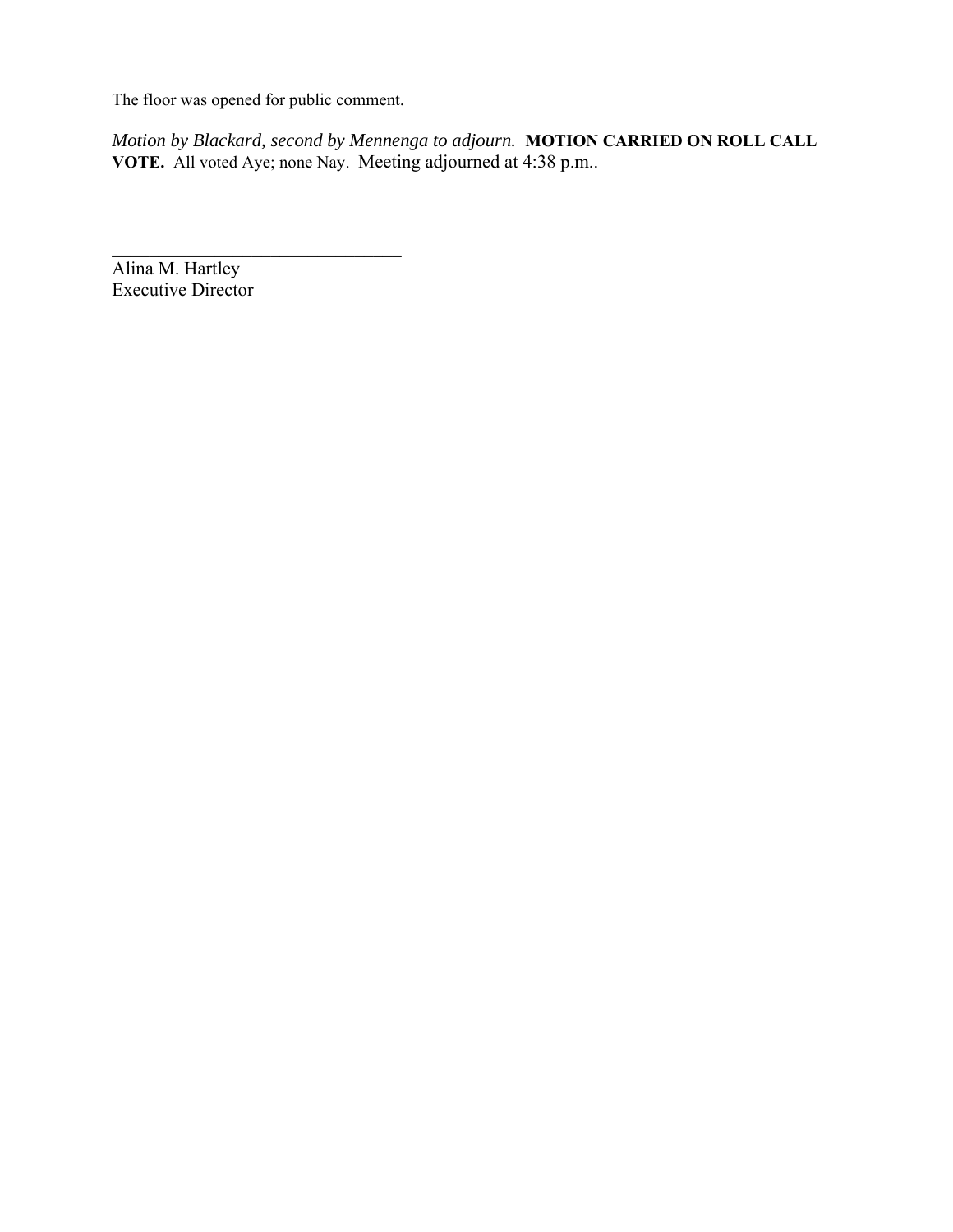The floor was opened for public comment.

*Motion by Blackard, second by Mennenga to adjourn.* **MOTION CARRIED ON ROLL CALL VOTE.** All voted Aye; none Nay. Meeting adjourned at 4:38 p.m..

\_\_\_\_\_\_\_\_\_\_\_\_\_\_\_\_\_\_\_\_\_\_\_\_\_\_\_\_\_\_\_\_

Alina M. Hartley
Executive Director